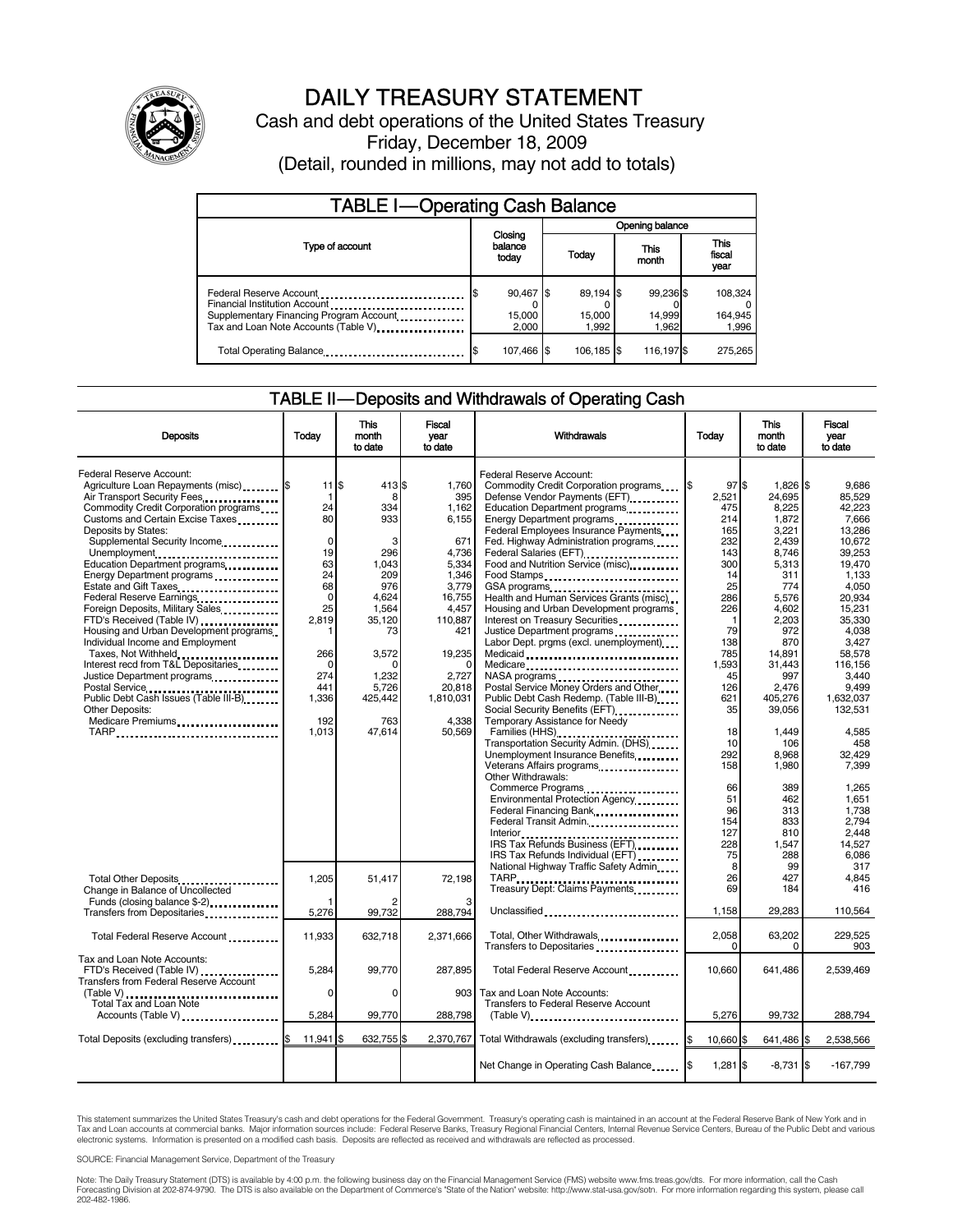# DAILY TREASURY STATEMENT

Cash and debt operations of the United States Treasury

Friday, December 18, 2009

(Detail, rounded in millions, may not add to totals)

## TABLE I—Operating Cash Balance

| Type of account | Closing balance today | Opening balance Today | Opening balance This month | Opening balance This fiscal year |
|---|---|---|---|---|
| Federal Reserve Account | $ 90,467 | $ 89,194 | $ 99,236 | $ 108,324 |
| Financial Institution Account | 0 | 0 | 0 | 0 |
| Supplementary Financing Program Account | 15,000 | 15,000 | 14,999 | 164,945 |
| Tax and Loan Note Accounts (Table V) | 2,000 | 1,992 | 1,962 | 1,996 |
| Total Operating Balance | $ 107,466 | $ 106,185 | $ 116,197 | $ 275,265 |

## TABLE II—Deposits and Withdrawals of Operating Cash

| Deposits | Today | This month to date | Fiscal year to date |
|---|---|---|---|
| Federal Reserve Account: | | | |
| Agriculture Loan Repayments (misc) | $ 11 | $ 413 | $ 1,760 |
| Air Transport Security Fees | 1 | 8 | 395 |
| Commodity Credit Corporation programs | 24 | 334 | 1,162 |
| Customs and Certain Excise Taxes | 80 | 933 | 6,155 |
| Deposits by States: | | | |
| Supplemental Security Income | 0 | 3 | 671 |
| Unemployment | 19 | 296 | 4,736 |
| Education Department programs | 63 | 1,043 | 5,334 |
| Energy Department programs | 24 | 209 | 1,346 |
| Estate and Gift Taxes | 68 | 976 | 3,779 |
| Federal Reserve Earnings | 0 | 4,624 | 16,755 |
| Foreign Deposits, Military Sales | 25 | 1,564 | 4,457 |
| FTD's Received (Table IV) | 2,819 | 35,120 | 110,887 |
| Housing and Urban Development programs | 1 | 73 | 421 |
| Individual Income and Employment Taxes, Not Withheld | 266 | 3,572 | 19,235 |
| Interest recd from T&L Depositaries | 0 | 0 | 0 |
| Justice Department programs | 274 | 1,232 | 2,727 |
| Postal Service | 441 | 5,726 | 20,818 |
| Public Debt Cash Issues (Table III-B) | 1,336 | 425,442 | 1,810,031 |
| Other Deposits: | | | |
| Medicare Premiums | 192 | 763 | 4,338 |
| TARP | 1,013 | 47,614 | 50,569 |
| Total Other Deposits | 1,205 | 51,417 | 72,198 |
| Change in Balance of Uncollected Funds (closing balance $-2) | 1 | 2 | 3 |
| Transfers from Depositaries | 5,276 | 99,732 | 288,794 |
| Total Federal Reserve Account | 11,933 | 632,718 | 2,371,666 |
| Tax and Loan Note Accounts: | | | |
| FTD's Received (Table IV) | 5,284 | 99,770 | 287,895 |
| Transfers from Federal Reserve Account (Table V) | 0 | 0 | 903 |
| Total Tax and Loan Note Accounts (Table V) | 5,284 | 99,770 | 288,798 |
| Total Deposits (excluding transfers) | $ 11,941 | $ 632,755 | $ 2,370,767 |

| Withdrawals | Today | This month to date | Fiscal year to date |
|---|---|---|---|
| Federal Reserve Account: | | | |
| Commodity Credit Corporation programs | $ 97 | $ 1,826 | $ 9,686 |
| Defense Vendor Payments (EFT) | 2,521 | 24,695 | 85,529 |
| Education Department programs | 475 | 8,225 | 42,223 |
| Energy Department programs | 214 | 1,872 | 7,666 |
| Federal Employees Insurance Payments | 165 | 3,221 | 13,286 |
| Fed. Highway Administration programs | 232 | 2,439 | 10,672 |
| Federal Salaries (EFT) | 143 | 8,746 | 39,253 |
| Food and Nutrition Service (misc) | 300 | 5,313 | 19,470 |
| Food Stamps | 14 | 311 | 1,133 |
| GSA programs | 25 | 774 | 4,050 |
| Health and Human Services Grants (misc) | 286 | 5,576 | 20,934 |
| Housing and Urban Development programs | 226 | 4,602 | 15,231 |
| Interest on Treasury Securities | 1 | 2,203 | 35,330 |
| Justice Department programs | 79 | 972 | 4,038 |
| Labor Dept. prgms (excl. unemployment) | 138 | 870 | 3,427 |
| Medicaid | 785 | 14,891 | 58,578 |
| Medicare | 1,593 | 31,443 | 116,156 |
| NASA programs | 45 | 997 | 3,440 |
| Postal Service Money Orders and Other | 126 | 2,476 | 9,499 |
| Public Debt Cash Redemp. (Table III-B) | 621 | 405,276 | 1,632,037 |
| Social Security Benefits (EFT) | 35 | 39,056 | 132,531 |
| Temporary Assistance for Needy Families (HHS) | 18 | 1,449 | 4,585 |
| Transportation Security Admin. (DHS) | 10 | 106 | 458 |
| Unemployment Insurance Benefits | 292 | 8,968 | 32,429 |
| Veterans Affairs programs | 158 | 1,980 | 7,399 |
| Other Withdrawals: | | | |
| Commerce Programs | 66 | 389 | 1,265 |
| Environmental Protection Agency | 51 | 462 | 1,651 |
| Federal Financing Bank | 96 | 313 | 1,738 |
| Federal Transit Admin. | 154 | 833 | 2,794 |
| Interior | 127 | 810 | 2,448 |
| IRS Tax Refunds Business (EFT) | 228 | 1,547 | 14,527 |
| IRS Tax Refunds Individual (EFT) | 75 | 288 | 6,086 |
| National Highway Traffic Safety Admin | 8 | 99 | 317 |
| TARP | 26 | 427 | 4,845 |
| Treasury Dept: Claims Payments | 69 | 184 | 416 |
| Unclassified | 1,158 | 29,283 | 110,564 |
| Total, Other Withdrawals | 2,058 | 63,202 | 229,525 |
| Transfers to Depositaries | 0 | 0 | 903 |
| Total Federal Reserve Account | 10,660 | 641,486 | 2,539,469 |
| Tax and Loan Note Accounts: | | | |
| Transfers to Federal Reserve Account (Table V) | 5,276 | 99,732 | 288,794 |
| Total Withdrawals (excluding transfers) | $ 10,660 | $ 641,486 | $ 2,538,566 |
| Net Change in Operating Cash Balance | $ 1,281 | $ -8,731 | $ -167,799 |

This statement summarizes the United States Treasury's cash and debt operations for the Federal Government. Treasury's operating cash is maintained in an account at the Federal Reserve Bank of New York and in Tax and Loan accounts at commercial banks. Major information sources include: Federal Reserve Banks, Treasury Regional Financial Centers, Internal Revenue Service Centers, Bureau of the Public Debt and various electronic systems. Information is presented on a modified cash basis. Deposits are reflected as received and withdrawals are reflected as processed.

SOURCE: Financial Management Service, Department of the Treasury

Note: The Daily Treasury Statement (DTS) is available by 4:00 p.m. the following business day on the Financial Management Service (FMS) website www.fms.treas.gov/dts. For more information, call the Cash Forecasting Division at 202-874-9790. The DTS is also available on the Department of Commerce's "State of the Nation" website: http://www.stat-usa.gov/sotn. For more information regarding this system, please call 202-482-1986.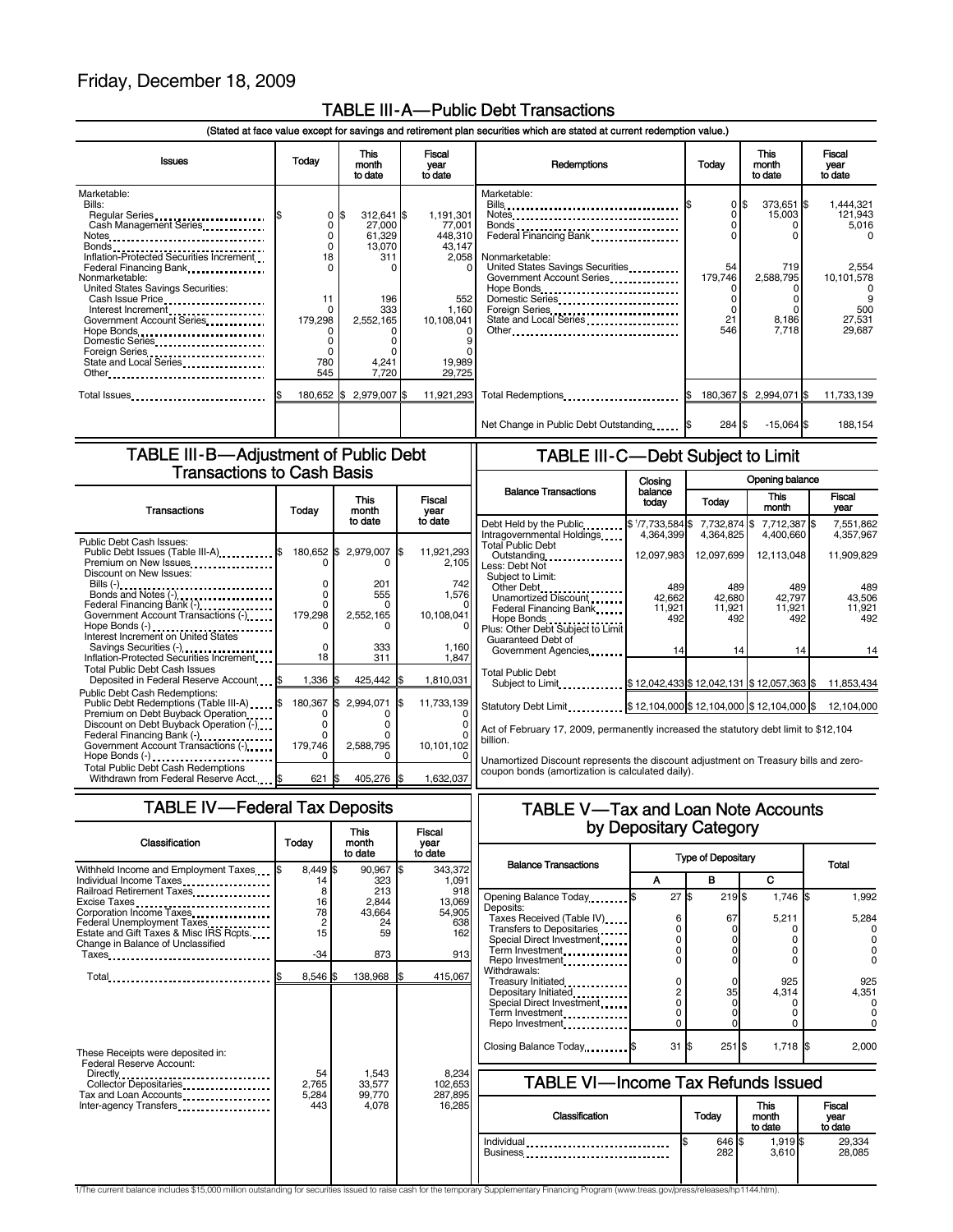Friday, December 18, 2009

## TABLE III-A—Public Debt Transactions

(Stated at face value except for savings and retirement plan securities which are stated at current redemption value.)

| Issues | Today | This month to date | Fiscal year to date |
|---|---|---|---|
| Marketable: | | | |
| Bills: | | | |
| Regular Series | $ 0 | $ 312,641 | $ 1,191,301 |
| Cash Management Series | 0 | 27,000 | 77,001 |
| Notes | 0 | 61,329 | 448,310 |
| Bonds | 0 | 13,070 | 43,147 |
| Inflation-Protected Securities Increment | 18 | 311 | 2,058 |
| Federal Financing Bank | 0 | 0 | 0 |
| Nonmarketable: | | | |
| United States Savings Securities: | | | |
| Cash Issue Price | 11 | 196 | 552 |
| Interest Increment | 0 | 333 | 1,160 |
| Government Account Series | 179,298 | 2,552,165 | 10,108,041 |
| Hope Bonds | 0 | 0 | 0 |
| Domestic Series | 0 | 0 | 9 |
| Foreign Series | 0 | 0 | 0 |
| State and Local Series | 780 | 4,241 | 19,989 |
| Other | 545 | 7,720 | 29,725 |
| Total Issues | $ 180,652 | $ 2,979,007 | $ 11,921,293 |

| Redemptions | Today | This month to date | Fiscal year to date |
|---|---|---|---|
| Marketable: | | | |
| Bills | $ 0 | $ 373,651 | $ 1,444,321 |
| Notes | 0 | 15,003 | 121,943 |
| Bonds | 0 | 0 | 5,016 |
| Federal Financing Bank | 0 | 0 | 0 |
| Nonmarketable: | | | |
| United States Savings Securities | 54 | 719 | 2,554 |
| Government Account Series | 179,746 | 2,588,795 | 10,101,578 |
| Hope Bonds | 0 | 0 | 0 |
| Domestic Series | 0 | 0 | 9 |
| Foreign Series | 0 | 0 | 500 |
| State and Local Series | 21 | 8,186 | 27,531 |
| Other | 546 | 7,718 | 29,687 |
| Total Redemptions | $ 180,367 | $ 2,994,071 | $ 11,733,139 |
| Net Change in Public Debt Outstanding | $ 284 | $ -15,064 | $ 188,154 |

## TABLE III-B—Adjustment of Public Debt Transactions to Cash Basis

| Transactions | Today | This month to date | Fiscal year to date |
|---|---|---|---|
| Public Debt Cash Issues: | | | |
| Public Debt Issues (Table III-A) | $ 180,652 | $ 2,979,007 | $ 11,921,293 |
| Premium on New Issues | 0 | 0 | 2,105 |
| Discount on New Issues: | | | |
| Bills (-) | 0 | 201 | 742 |
| Bonds and Notes (-) | 0 | 555 | 1,576 |
| Federal Financing Bank (-) | 0 | 0 | 0 |
| Government Account Transactions (-) | 179,298 | 2,552,165 | 10,108,041 |
| Hope Bonds (-) | 0 | 0 | 0 |
| Interest Increment on United States Savings Securities (-) | 0 | 333 | 1,160 |
| Inflation-Protected Securities Increment | 18 | 311 | 1,847 |
| Total Public Debt Cash Issues Deposited in Federal Reserve Account | $ 1,336 | $ 425,442 | $ 1,810,031 |
| Public Debt Cash Redemptions: | | | |
| Public Debt Redemptions (Table III-A) | $ 180,367 | $ 2,994,071 | $ 11,733,139 |
| Premium on Debt Buyback Operation | 0 | 0 | 0 |
| Discount on Debt Buyback Operation (-) | 0 | 0 | 0 |
| Federal Financing Bank (-) | 0 | 0 | 0 |
| Government Account Transactions (-) | 179,746 | 2,588,795 | 10,101,102 |
| Hope Bonds (-) | 0 | 0 | 0 |
| Total Public Debt Cash Redemptions Withdrawn from Federal Reserve Acct. | $ 621 | $ 405,276 | $ 1,632,037 |

## TABLE III-C—Debt Subject to Limit

| Balance Transactions | Closing balance today | Opening balance Today | Opening balance This month | Opening balance Fiscal year |
|---|---|---|---|---|
| Debt Held by the Public | $ [1]7,733,584 | $ 7,732,874 | $ 7,712,387 | $ 7,551,862 |
| Intragovernmental Holdings | 4,364,399 | 4,364,825 | 4,400,660 | 4,357,967 |
| Total Public Debt Outstanding | 12,097,983 | 12,097,699 | 12,113,048 | 11,909,829 |
| Less: Debt Not Subject to Limit: | | | | |
| Other Debt | 489 | 489 | 489 | 489 |
| Unamortized Discount | 42,662 | 42,680 | 42,797 | 43,506 |
| Federal Financing Bank | 11,921 | 11,921 | 11,921 | 11,921 |
| Hope Bonds | 492 | 492 | 492 | 492 |
| Plus: Other Debt Subject to Limit | | | | |
| Guaranteed Debt of Government Agencies | 14 | 14 | 14 | 14 |
| Total Public Debt Subject to Limit | $ 12,042,433 | $ 12,042,131 | $ 12,057,363 | $ 11,853,434 |
| Statutory Debt Limit | $ 12,104,000 | $ 12,104,000 | $ 12,104,000 | $ 12,104,000 |

Act of February 17, 2009, permanently increased the statutory debt limit to $12,104 billion.

Unamortized Discount represents the discount adjustment on Treasury bills and zero-coupon bonds (amortization is calculated daily).

## TABLE IV—Federal Tax Deposits

| Classification | Today | This month to date | Fiscal year to date |
|---|---|---|---|
| Withheld Income and Employment Taxes | $ 8,449 | $ 90,967 | $ 343,372 |
| Individual Income Taxes | 14 | 323 | 1,091 |
| Railroad Retirement Taxes | 8 | 213 | 918 |
| Excise Taxes | 16 | 2,844 | 13,069 |
| Corporation Income Taxes | 78 | 43,664 | 54,905 |
| Federal Unemployment Taxes | 2 | 24 | 638 |
| Estate and Gift Taxes & Misc IRS Rcpts. | 15 | 59 | 162 |
| Change in Balance of Unclassified Taxes | -34 | 873 | 913 |
| Total | $ 8,546 | $ 138,968 | $ 415,067 |
| These Receipts were deposited in: | | | |
| Federal Reserve Account: | | | |
| Directly | 54 | 1,543 | 8,234 |
| Collector Depositaries | 2,765 | 33,577 | 102,653 |
| Tax and Loan Accounts | 5,284 | 99,770 | 287,895 |
| Inter-agency Transfers | 443 | 4,078 | 16,285 |

## TABLE V—Tax and Loan Note Accounts by Depositary Category

| Balance Transactions | Type of Depositary A | Type of Depositary B | Type of Depositary C | Total |
|---|---|---|---|---|
| Opening Balance Today | $ 27 | $ 219 | $ 1,746 | $ 1,992 |
| Deposits: | | | | |
| Taxes Received (Table IV) | 6 | 67 | 5,211 | 5,284 |
| Transfers to Depositaries | 0 | 0 | 0 | 0 |
| Special Direct Investment | 0 | 0 | 0 | 0 |
| Term Investment | 0 | 0 | 0 | 0 |
| Repo Investment | 0 | 0 | 0 | 0 |
| Withdrawals: | | | | |
| Treasury Initiated | 0 | 0 | 925 | 925 |
| Depositary Initiated | 2 | 35 | 4,314 | 4,351 |
| Special Direct Investment | 0 | 0 | 0 | 0 |
| Term Investment | 0 | 0 | 0 | 0 |
| Repo Investment | 0 | 0 | 0 | 0 |
| Closing Balance Today | $ 31 | $ 251 | $ 1,718 | $ 2,000 |

## TABLE VI—Income Tax Refunds Issued

| Classification | Today | This month to date | Fiscal year to date |
|---|---|---|---|
| Individual | $ 646 | $ 1,919 | $ 29,334 |
| Business | 282 | 3,610 | 28,085 |

1/The current balance includes $15,000 million outstanding for securities issued to raise cash for the temporary Supplementary Financing Program (www.treas.gov/press/releases/hp1144.htm).